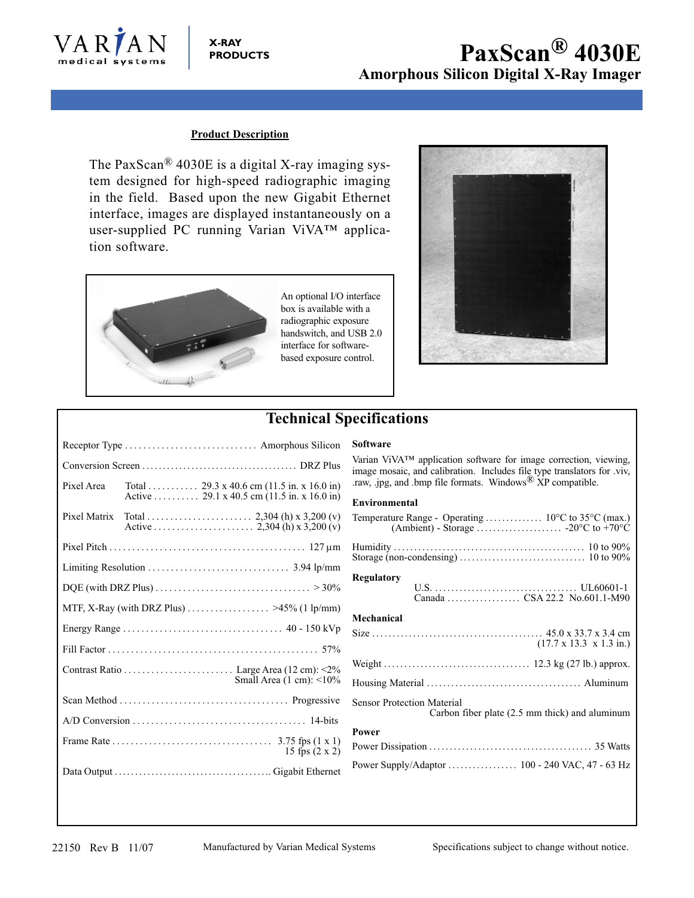VARIAN medical systems | X-RAY PRODUCTS

# PaxScan® 4030E

## Amorphous Silicon Digital X-Ray Imager

**Product Description**

The PaxScan® 4030E is a digital X-ray imaging system designed for high-speed radiographic imaging in the field. Based upon the new Gigabit Ethernet interface, images are displayed instantaneously on a user-supplied PC running Varian ViVA™ application software.

An optional I/O interface box is available with a radiographic exposure handswitch, and USB 2.0 interface for software-based exposure control.

## Technical Specifications

| Specification | Value |
|---|---|
| Receptor Type | Amorphous Silicon |
| Conversion Screen | DRZ Plus |
| Pixel Area | Total: 29.3 x 40.6 cm (11.5 in. x 16.0 in)<br>Active: 29.1 x 40.5 cm (11.5 in. x 16.0 in) |
| Pixel Matrix | Total: 2,304 (h) x 3,200 (v)<br>Active: 2,304 (h) x 3,200 (v) |
| Pixel Pitch | 127 µm |
| Limiting Resolution | 3.94 lp/mm |
| DQE (with DRZ Plus) | > 30% |
| MTF, X-Ray (with DRZ Plus) | >45% (1 lp/mm) |
| Energy Range | 40 - 150 kVp |
| Fill Factor | 57% |
| Contrast Ratio | Large Area (12 cm): <2%<br>Small Area (1 cm): <10% |
| Scan Method | Progressive |
| A/D Conversion | 14-bits |
| Frame Rate | 3.75 fps (1 x 1)<br>15 fps (2 x 2) |
| Data Output | Gigabit Ethernet |

**Software**

Varian ViVA™ application software for image correction, viewing, image mosaic, and calibration. Includes file type translators for .viv, .raw, .jpg, and .bmp file formats. Windows® XP compatible.

**Environmental**

| Specification | Value |
|---|---|
| Temperature Range (Ambient) - Operating | 10°C to 35°C (max.) |
| Temperature Range (Ambient) - Storage | -20°C to +70°C |
| Humidity | 10 to 90% |
| Storage (non-condensing) | 10 to 90% |

**Regulatory**

| Region | Standard |
|---|---|
| U.S. | UL60601-1 |
| Canada | CSA 22.2 No.601.1-M90 |

**Mechanical**

| Specification | Value |
|---|---|
| Size | 45.0 x 33.7 x 3.4 cm (17.7 x 13.3 x 1.3 in.) |
| Weight | 12.3 kg (27 lb.) approx. |
| Housing Material | Aluminum |
| Sensor Protection Material | Carbon fiber plate (2.5 mm thick) and aluminum |

**Power**

| Specification | Value |
|---|---|
| Power Dissipation | 35 Watts |
| Power Supply/Adaptor | 100 - 240 VAC, 47 - 63 Hz |

22150 Rev B 11/07

Manufactured by Varian Medical Systems

Specifications subject to change without notice.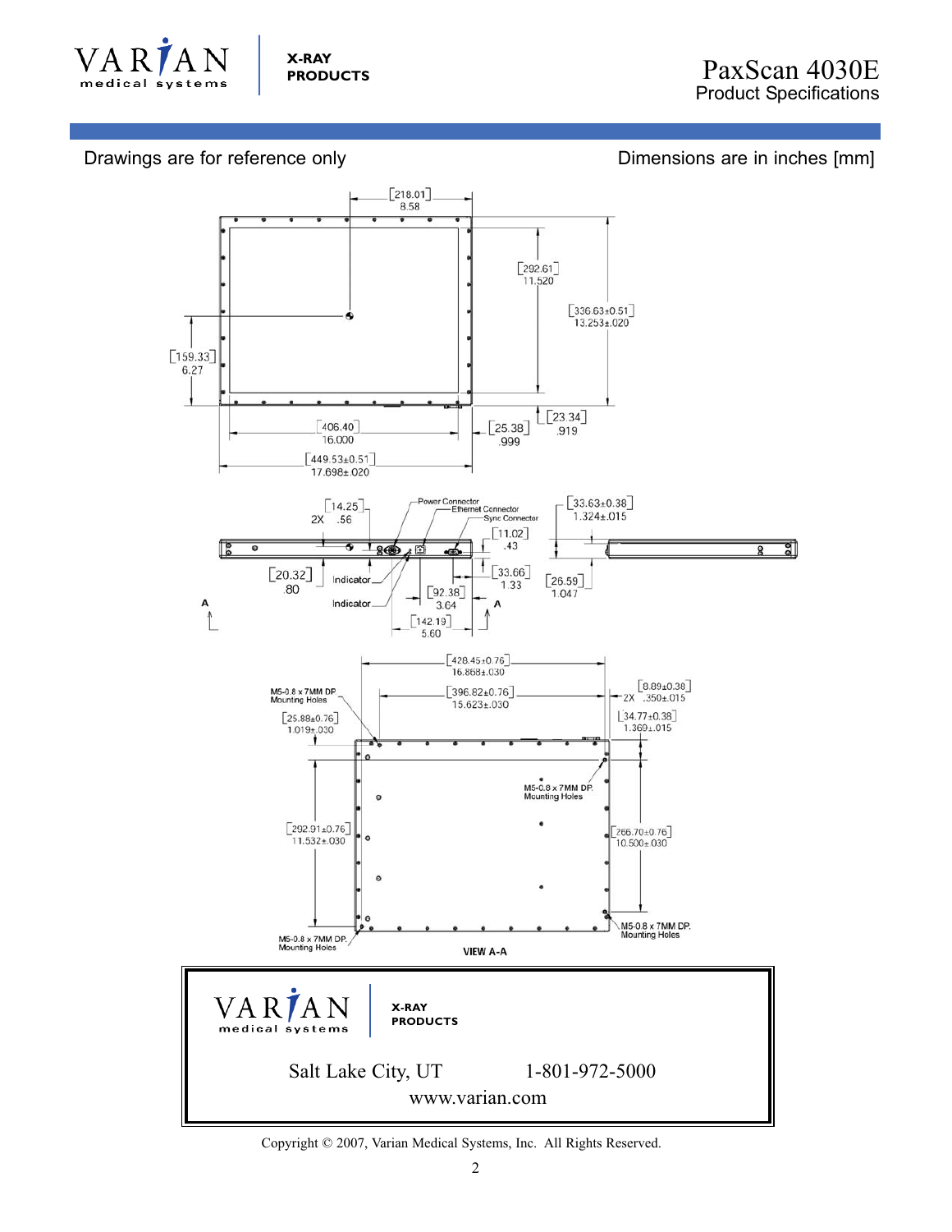Drawings are for reference only

Dimensions are in inches [mm]

[218.01]
8.58

[292.61]
11.520

[336.63±0.51]
13.253±.020

[159.33]
6.27

[23.34]
.919

[406.40]
16.000

[25.38]
.999

[449.53±0.51]
17.698±.020

[14.25]
2X .56

Power Connector
Ethernet Connector
Sync Connector

[33.63±0.38]
1.324±.015

[11.02]
.43

[20.32]
.80

Indicator

Indicator

[33.66]
1.33

[92.38]
3.64

[26.59]
1.047

A

A

[142.19]
5.60

[428.45±0.76]
16.868±.030

[396.82±0.76]
15.623±.030

[8.89±0.38]
2X .350±.015

M5-0.8 x 7MM DP.
Mounting Holes

[25.88±0.76]
1.019±.030

[34.77±0.38]
1.369±.015

M5-0.8 x 7MM DP.
Mounting Holes

[292.91±0.76]
11.532±.030

[266.70±0.76]
10.500±.030

M5-0.8 x 7MM DP.
Mounting Holes

M5-0.8 x 7MM DP.
Mounting Holes

VIEW A-A

VARIAN medical systems

X-RAY PRODUCTS

Salt Lake City, UT 1-801-972-5000

www.varian.com

Copyright © 2007, Varian Medical Systems, Inc. All Rights Reserved.